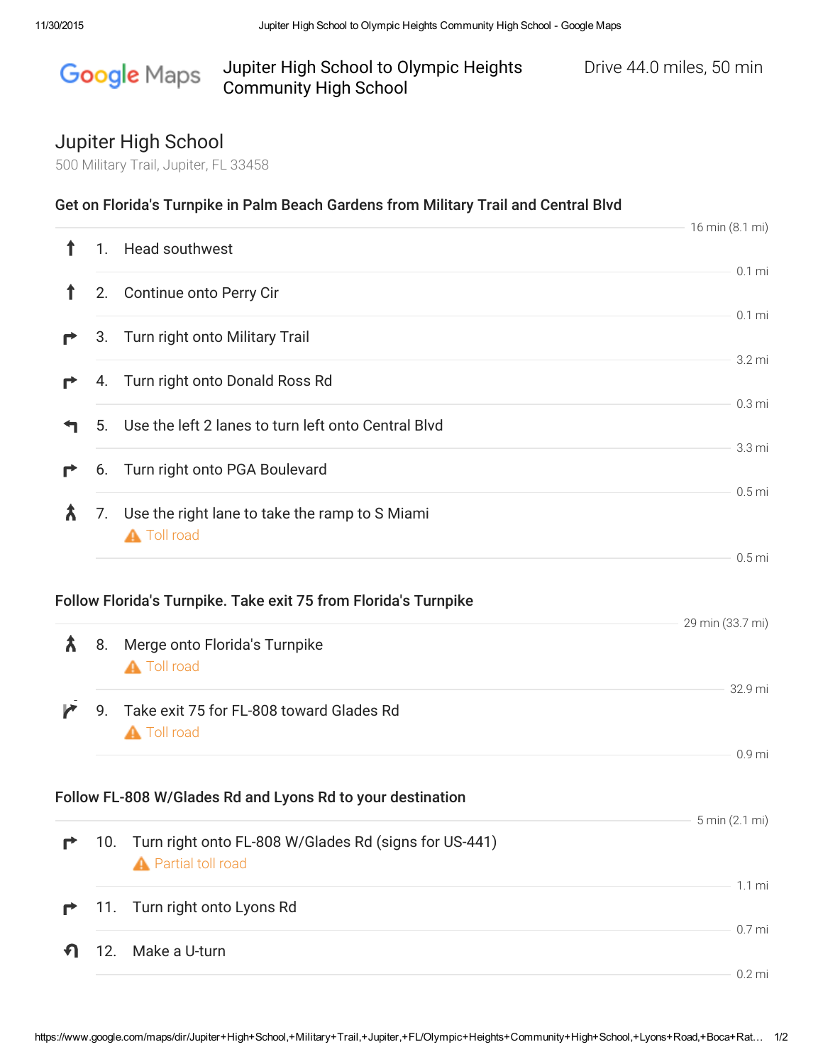# Jupiter High School to Olympic Heights Community High School

Drive 44.0 miles, 50 min

## Jupiter High School

500 Military Trail, Jupiter, FL 33458

### Get on Florida's Turnpike in Palm Beach Gardens from Military Trail and Central Blvd

16 min (8.1 mi)

1. Head southwest

   0.1 mi

2. Continue onto Perry Cir

   0.1 mi

3. Turn right onto Military Trail

   3.2 mi

4. Turn right onto Donald Ross Rd

   0.3 mi

5. Use the left 2 lanes to turn left onto Central Blvd

   3.3 mi

6. Turn right onto PGA Boulevard

   0.5 mi

7. Use the right lane to take the ramp to S Miami

   ⚠ Toll road

   0.5 mi

### Follow Florida's Turnpike. Take exit 75 from Florida's Turnpike

29 min (33.7 mi)

8. Merge onto Florida's Turnpike

   ⚠ Toll road

   32.9 mi

9. Take exit 75 for FL-808 toward Glades Rd

   ⚠ Toll road

   0.9 mi

### Follow FL-808 W/Glades Rd and Lyons Rd to your destination

5 min (2.1 mi)

10. Turn right onto FL-808 W/Glades Rd (signs for US-441)

    ⚠ Partial toll road

    1.1 mi

11. Turn right onto Lyons Rd

    0.7 mi

12. Make a U-turn

    0.2 mi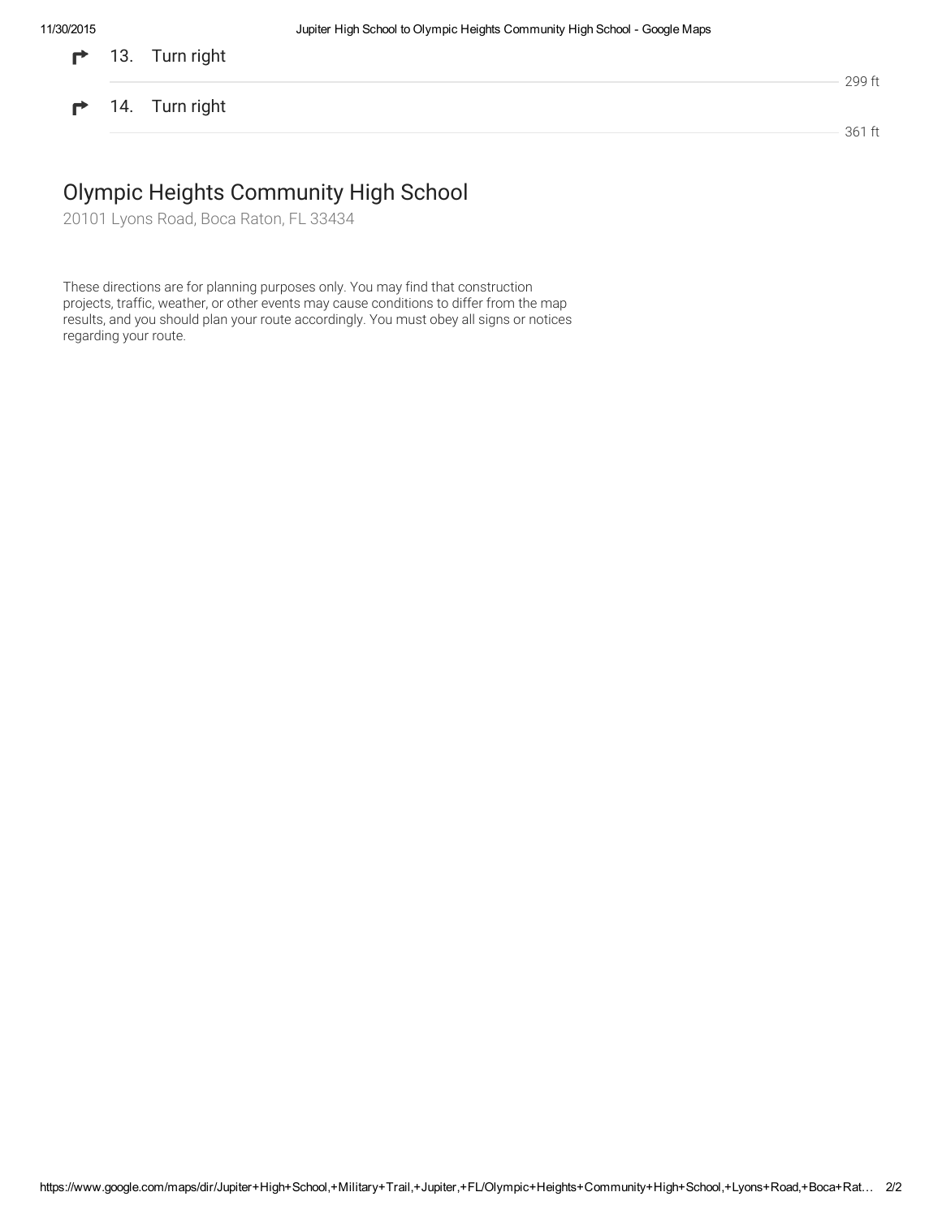13. Turn right

299 ft

14. Turn right

361 ft

## Olympic Heights Community High School

20101 Lyons Road, Boca Raton, FL 33434

These directions are for planning purposes only. You may find that construction projects, traffic, weather, or other events may cause conditions to differ from the map results, and you should plan your route accordingly. You must obey all signs or notices regarding your route.